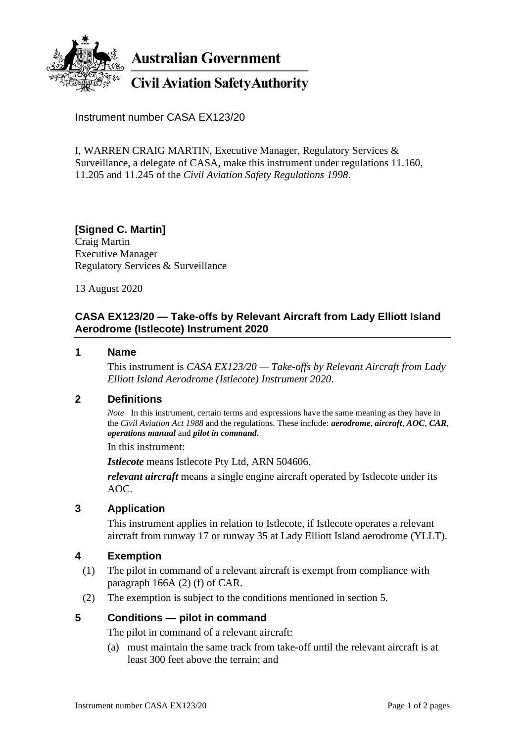**Australian Government**

**Civil Aviation Safety Authority**

Instrument number CASA EX123/20

I, WARREN CRAIG MARTIN, Executive Manager, Regulatory Services & Surveillance, a delegate of CASA, make this instrument under regulations 11.160, 11.205 and 11.245 of the *Civil Aviation Safety Regulations 1998*.

**[Signed C. Martin]**
Craig Martin
Executive Manager
Regulatory Services & Surveillance

13 August 2020

## CASA EX123/20 — Take-offs by Relevant Aircraft from Lady Elliott Island Aerodrome (Istlecote) Instrument 2020

### 1 Name

This instrument is *CASA EX123/20 — Take-offs by Relevant Aircraft from Lady Elliott Island Aerodrome (Istlecote) Instrument 2020*.

### 2 Definitions

*Note* In this instrument, certain terms and expressions have the same meaning as they have in the *Civil Aviation Act 1988* and the regulations. These include: ***aerodrome***, ***aircraft***, ***AOC***, ***CAR***, ***operations manual*** and ***pilot in command***.

In this instrument:

***Istlecote*** means Istlecote Pty Ltd, ARN 504606.

***relevant aircraft*** means a single engine aircraft operated by Istlecote under its AOC.

### 3 Application

This instrument applies in relation to Istlecote, if Istlecote operates a relevant aircraft from runway 17 or runway 35 at Lady Elliott Island aerodrome (YLLT).

### 4 Exemption

(1) The pilot in command of a relevant aircraft is exempt from compliance with paragraph 166A (2) (f) of CAR.

(2) The exemption is subject to the conditions mentioned in section 5.

### 5 Conditions — pilot in command

The pilot in command of a relevant aircraft:

(a) must maintain the same track from take-off until the relevant aircraft is at least 300 feet above the terrain; and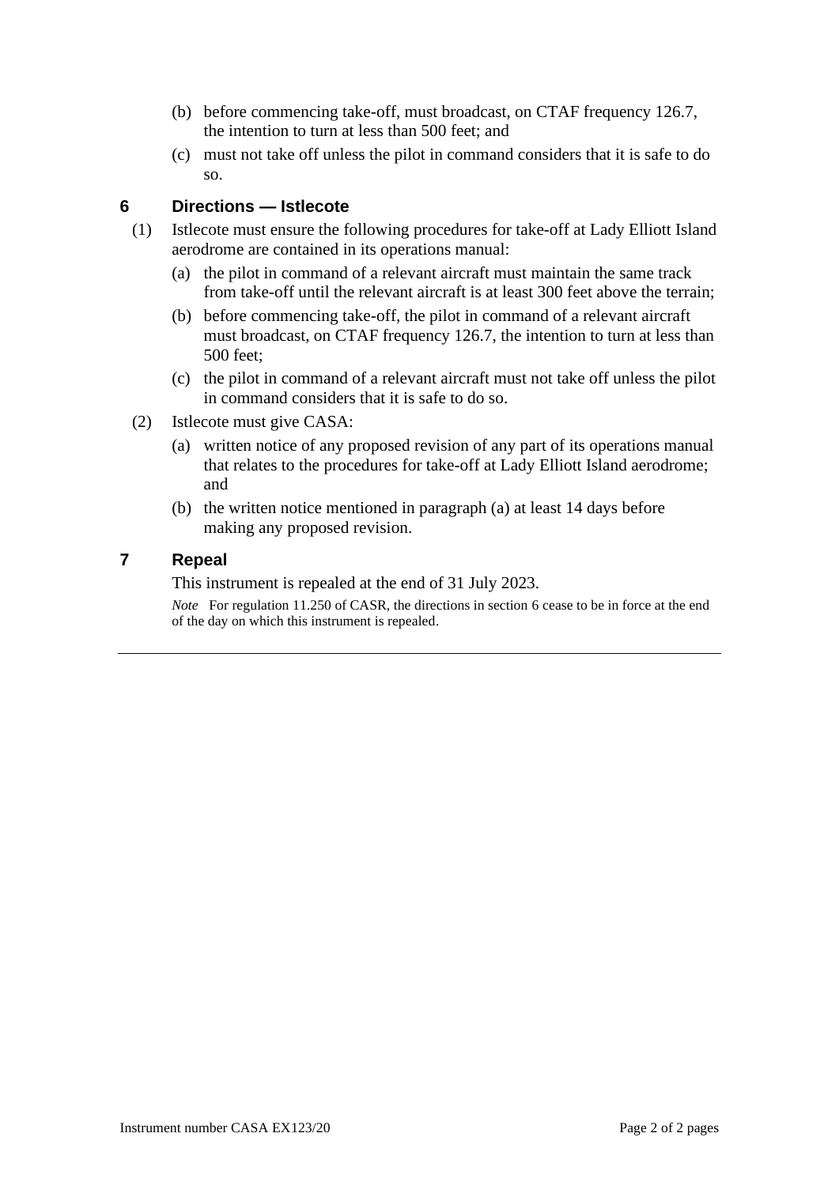(b) before commencing take-off, must broadcast, on CTAF frequency 126.7, the intention to turn at less than 500 feet; and

(c) must not take off unless the pilot in command considers that it is safe to do so.

## 6 Directions — Istlecote

(1) Istlecote must ensure the following procedures for take-off at Lady Elliott Island aerodrome are contained in its operations manual:

(a) the pilot in command of a relevant aircraft must maintain the same track from take-off until the relevant aircraft is at least 300 feet above the terrain;

(b) before commencing take-off, the pilot in command of a relevant aircraft must broadcast, on CTAF frequency 126.7, the intention to turn at less than 500 feet;

(c) the pilot in command of a relevant aircraft must not take off unless the pilot in command considers that it is safe to do so.

(2) Istlecote must give CASA:

(a) written notice of any proposed revision of any part of its operations manual that relates to the procedures for take-off at Lady Elliott Island aerodrome; and

(b) the written notice mentioned in paragraph (a) at least 14 days before making any proposed revision.

## 7 Repeal

This instrument is repealed at the end of 31 July 2023.

*Note* For regulation 11.250 of CASR, the directions in section 6 cease to be in force at the end of the day on which this instrument is repealed.